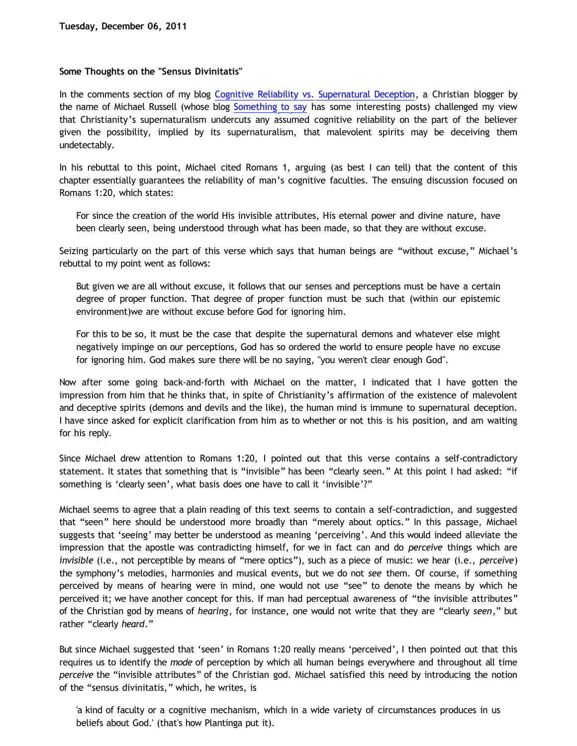**Tuesday, December 06, 2011**

**Some Thoughts on the "Sensus Divinitatis"**

In the comments section of my blog Cognitive Reliability vs. Supernatural Deception, a Christian blogger by the name of Michael Russell (whose blog Something to say has some interesting posts) challenged my view that Christianity's supernaturalism undercuts any assumed cognitive reliability on the part of the believer given the possibility, implied by its supernaturalism, that malevolent spirits may be deceiving them undetectably.

In his rebuttal to this point, Michael cited Romans 1, arguing (as best I can tell) that the content of this chapter essentially guarantees the reliability of man's cognitive faculties. The ensuing discussion focused on Romans 1:20, which states:

> For since the creation of the world His invisible attributes, His eternal power and divine nature, have been clearly seen, being understood through what has been made, so that they are without excuse.

Seizing particularly on the part of this verse which says that human beings are "without excuse," Michael's rebuttal to my point went as follows:

> But given we are all without excuse, it follows that our senses and perceptions must be have a certain degree of proper function. That degree of proper function must be such that (within our epistemic environment)we are without excuse before God for ignoring him.
>
> For this to be so, it must be the case that despite the supernatural demons and whatever else might negatively impinge on our perceptions, God has so ordered the world to ensure people have no excuse for ignoring him. God makes sure there will be no saying, "you weren't clear enough God".

Now after some going back-and-forth with Michael on the matter, I indicated that I have gotten the impression from him that he thinks that, in spite of Christianity's affirmation of the existence of malevolent and deceptive spirits (demons and devils and the like), the human mind is immune to supernatural deception. I have since asked for explicit clarification from him as to whether or not this is his position, and am waiting for his reply.

Since Michael drew attention to Romans 1:20, I pointed out that this verse contains a self-contradictory statement. It states that something that is "invisible" has been "clearly seen." At this point I had asked: "if something is 'clearly seen', what basis does one have to call it 'invisible'?"

Michael seems to agree that a plain reading of this text seems to contain a self-contradiction, and suggested that "seen" here should be understood more broadly than "merely about optics." In this passage, Michael suggests that 'seeing' may better be understood as meaning 'perceiving'. And this would indeed alleviate the impression that the apostle was contradicting himself, for we in fact can and do *perceive* things which are *invisible* (i.e., not perceptible by means of "mere optics"), such as a piece of music: we hear (i.e., *perceive*) the symphony's melodies, harmonies and musical events, but we do not *see* them. Of course, if something perceived by means of hearing were in mind, one would not use "see" to denote the means by which he perceived it; we have another concept for this. If man had perceptual awareness of "the invisible attributes" of the Christian god by means of *hearing*, for instance, one would not write that they are "clearly *seen*," but rather "clearly *heard*."

But since Michael suggested that 'seen' in Romans 1:20 really means 'perceived', I then pointed out that this requires us to identify the *mode* of perception by which all human beings everywhere and throughout all time *perceive* the "invisible attributes" of the Christian god. Michael satisfied this need by introducing the notion of the "sensus divinitatis," which, he writes, is

> 'a kind of faculty or a cognitive mechanism, which in a wide variety of circumstances produces in us beliefs about God.' (that's how Plantinga put it).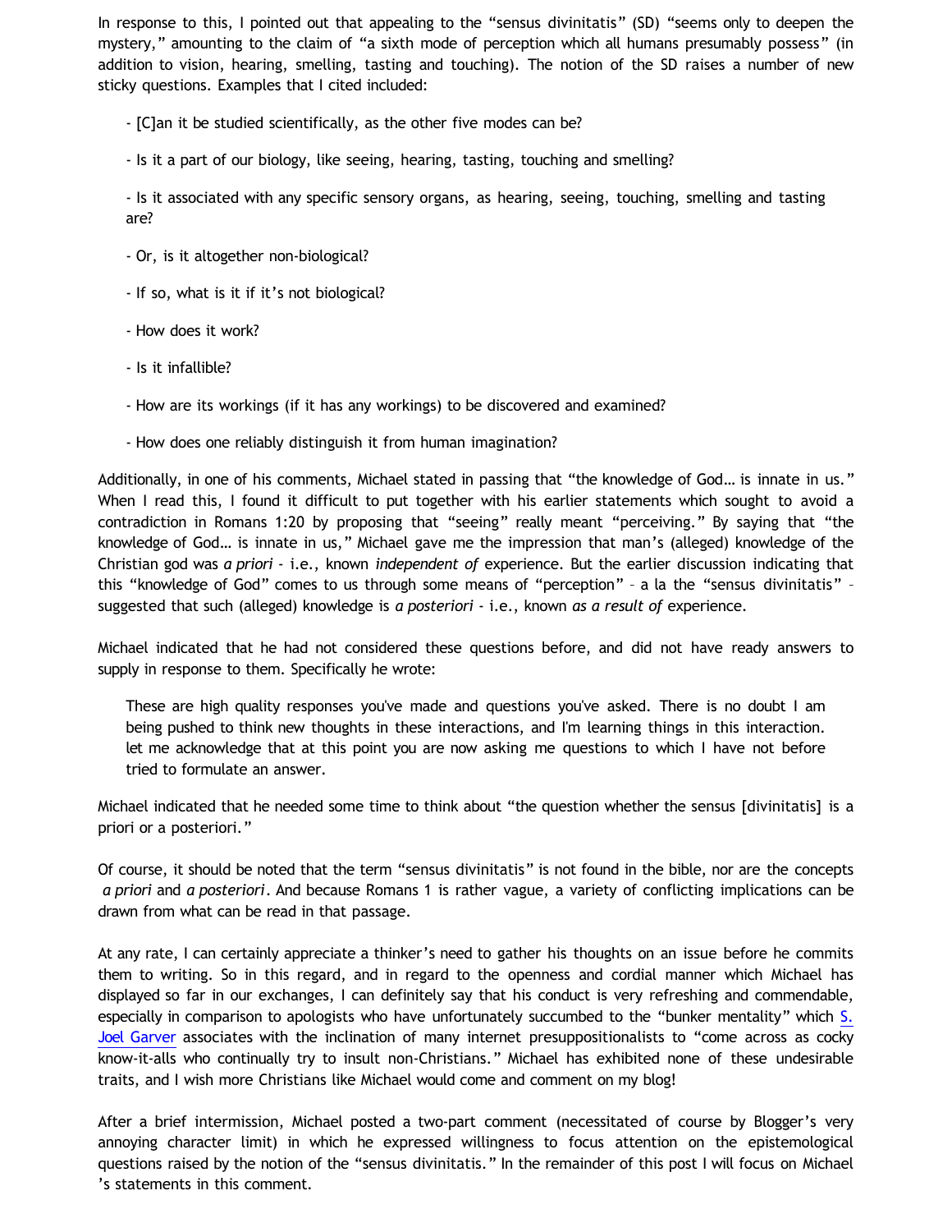In response to this, I pointed out that appealing to the "sensus divinitatis" (SD) "seems only to deepen the mystery," amounting to the claim of "a sixth mode of perception which all humans presumably possess" (in addition to vision, hearing, smelling, tasting and touching). The notion of the SD raises a number of new sticky questions. Examples that I cited included:

> - [C]an it be studied scientifically, as the other five modes can be?
>
> - Is it a part of our biology, like seeing, hearing, tasting, touching and smelling?
>
> - Is it associated with any specific sensory organs, as hearing, seeing, touching, smelling and tasting are?
>
> - Or, is it altogether non-biological?
>
> - If so, what is it if it's not biological?
>
> - How does it work?
>
> - Is it infallible?
>
> - How are its workings (if it has any workings) to be discovered and examined?
>
> - How does one reliably distinguish it from human imagination?

Additionally, in one of his comments, Michael stated in passing that "the knowledge of God… is innate in us." When I read this, I found it difficult to put together with his earlier statements which sought to avoid a contradiction in Romans 1:20 by proposing that "seeing" really meant "perceiving." By saying that "the knowledge of God… is innate in us," Michael gave me the impression that man's (alleged) knowledge of the Christian god was *a priori* - i.e., known *independent of* experience. But the earlier discussion indicating that this "knowledge of God" comes to us through some means of "perception" – a la the "sensus divinitatis" – suggested that such (alleged) knowledge is *a posteriori* - i.e., known *as a result of* experience.

Michael indicated that he had not considered these questions before, and did not have ready answers to supply in response to them. Specifically he wrote:

> These are high quality responses you've made and questions you've asked. There is no doubt I am being pushed to think new thoughts in these interactions, and I'm learning things in this interaction. let me acknowledge that at this point you are now asking me questions to which I have not before tried to formulate an answer.

Michael indicated that he needed some time to think about "the question whether the sensus [divinitatis] is a priori or a posteriori."

Of course, it should be noted that the term "sensus divinitatis" is not found in the bible, nor are the concepts *a priori* and *a posteriori*. And because Romans 1 is rather vague, a variety of conflicting implications can be drawn from what can be read in that passage.

At any rate, I can certainly appreciate a thinker's need to gather his thoughts on an issue before he commits them to writing. So in this regard, and in regard to the openness and cordial manner which Michael has displayed so far in our exchanges, I can definitely say that his conduct is very refreshing and commendable, especially in comparison to apologists who have unfortunately succumbed to the "bunker mentality" which S. Joel Garver associates with the inclination of many internet presuppositionalists to "come across as cocky know-it-alls who continually try to insult non-Christians." Michael has exhibited none of these undesirable traits, and I wish more Christians like Michael would come and comment on my blog!

After a brief intermission, Michael posted a two-part comment (necessitated of course by Blogger's very annoying character limit) in which he expressed willingness to focus attention on the epistemological questions raised by the notion of the "sensus divinitatis." In the remainder of this post I will focus on Michael's statements in this comment.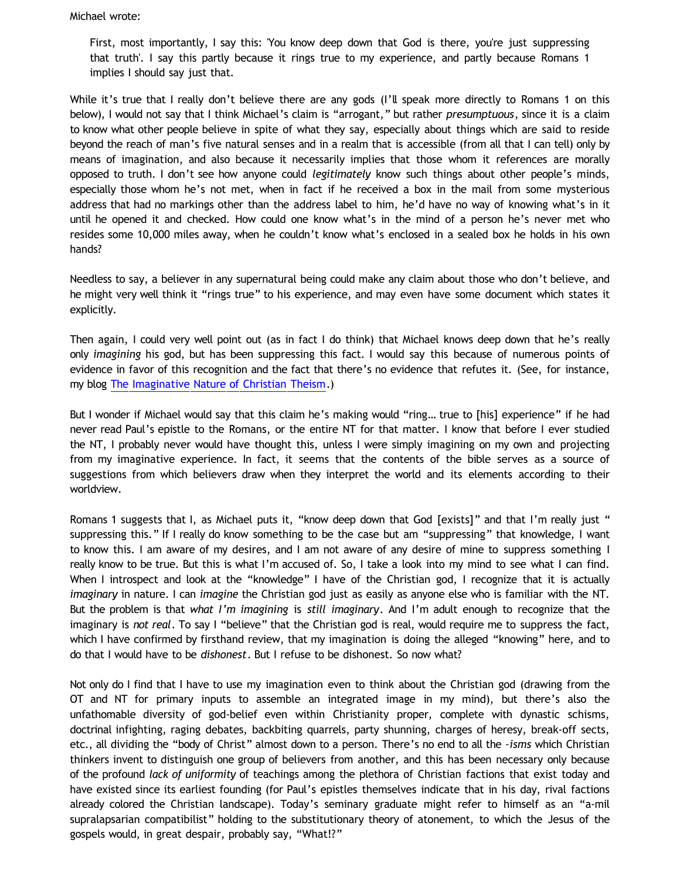Michael wrote:

> First, most importantly, I say this: 'You know deep down that God is there, you're just suppressing that truth'. I say this partly because it rings true to my experience, and partly because Romans 1 implies I should say just that.

While it's true that I really don't believe there are any gods (I'll speak more directly to Romans 1 on this below), I would not say that I think Michael's claim is "arrogant," but rather *presumptuous*, since it is a claim to know what other people believe in spite of what they say, especially about things which are said to reside beyond the reach of man's five natural senses and in a realm that is accessible (from all that I can tell) only by means of imagination, and also because it necessarily implies that those whom it references are morally opposed to truth. I don't see how anyone could *legitimately* know such things about other people's minds, especially those whom he's not met, when in fact if he received a box in the mail from some mysterious address that had no markings other than the address label to him, he'd have no way of knowing what's in it until he opened it and checked. How could one know what's in the mind of a person he's never met who resides some 10,000 miles away, when he couldn't know what's enclosed in a sealed box he holds in his own hands?

Needless to say, a believer in any supernatural being could make any claim about those who don't believe, and he might very well think it "rings true" to his experience, and may even have some document which states it explicitly.

Then again, I could very well point out (as in fact I do think) that Michael knows deep down that he's really only *imagining* his god, but has been suppressing this fact. I would say this because of numerous points of evidence in favor of this recognition and the fact that there's no evidence that refutes it. (See, for instance, my blog [The Imaginative Nature of Christian Theism](The Imaginative Nature of Christian Theism).)

But I wonder if Michael would say that this claim he's making would "ring… true to [his] experience" if he had never read Paul's epistle to the Romans, or the entire NT for that matter. I know that before I ever studied the NT, I probably never would have thought this, unless I were simply imagining on my own and projecting from my imaginative experience. In fact, it seems that the contents of the bible serves as a source of suggestions from which believers draw when they interpret the world and its elements according to their worldview.

Romans 1 suggests that I, as Michael puts it, "know deep down that God [exists]" and that I'm really just " suppressing this." If I really do know something to be the case but am "suppressing" that knowledge, I want to know this. I am aware of my desires, and I am not aware of any desire of mine to suppress something I really know to be true. But this is what I'm accused of. So, I take a look into my mind to see what I can find. When I introspect and look at the "knowledge" I have of the Christian god, I recognize that it is actually *imaginary* in nature. I can *imagine* the Christian god just as easily as anyone else who is familiar with the NT. But the problem is that *what I'm imagining* is *still imaginary*. And I'm adult enough to recognize that the imaginary is *not real*. To say I "believe" that the Christian god is real, would require me to suppress the fact, which I have confirmed by firsthand review, that my imagination is doing the alleged "knowing" here, and to do that I would have to be *dishonest*. But I refuse to be dishonest. So now what?

Not only do I find that I have to use my imagination even to think about the Christian god (drawing from the OT and NT for primary inputs to assemble an integrated image in my mind), but there's also the unfathomable diversity of god-belief even within Christianity proper, complete with dynastic schisms, doctrinal infighting, raging debates, backbiting quarrels, party shunning, charges of heresy, break-off sects, etc., all dividing the "body of Christ" almost down to a person. There's no end to all the *-isms* which Christian thinkers invent to distinguish one group of believers from another, and this has been necessary only because of the profound *lack of uniformity* of teachings among the plethora of Christian factions that exist today and have existed since its earliest founding (for Paul's epistles themselves indicate that in his day, rival factions already colored the Christian landscape). Today's seminary graduate might refer to himself as an "a-mil supralapsarian compatibilist" holding to the substitutionary theory of atonement, to which the Jesus of the gospels would, in great despair, probably say, "What!?"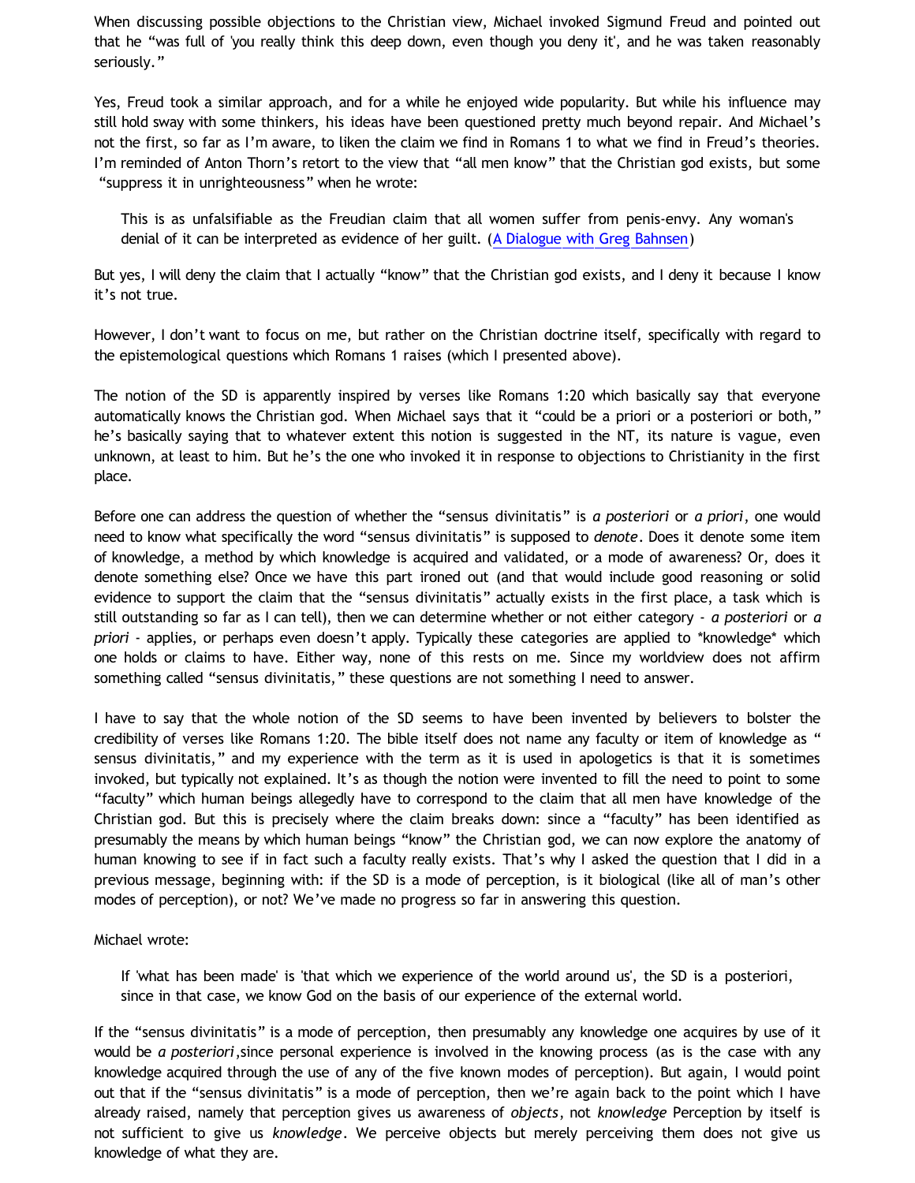When discussing possible objections to the Christian view, Michael invoked Sigmund Freud and pointed out that he "was full of 'you really think this deep down, even though you deny it', and he was taken reasonably seriously."

Yes, Freud took a similar approach, and for a while he enjoyed wide popularity. But while his influence may still hold sway with some thinkers, his ideas have been questioned pretty much beyond repair. And Michael's not the first, so far as I'm aware, to liken the claim we find in Romans 1 to what we find in Freud's theories. I'm reminded of Anton Thorn's retort to the view that "all men know" that the Christian god exists, but some "suppress it in unrighteousness" when he wrote:

> This is as unfalsifiable as the Freudian claim that all women suffer from penis-envy. Any woman's denial of it can be interpreted as evidence of her guilt. (A Dialogue with Greg Bahnsen)

But yes, I will deny the claim that I actually "know" that the Christian god exists, and I deny it because I know it's not true.

However, I don't want to focus on me, but rather on the Christian doctrine itself, specifically with regard to the epistemological questions which Romans 1 raises (which I presented above).

The notion of the SD is apparently inspired by verses like Romans 1:20 which basically say that everyone automatically knows the Christian god. When Michael says that it "could be a priori or a posteriori or both," he's basically saying that to whatever extent this notion is suggested in the NT, its nature is vague, even unknown, at least to him. But he's the one who invoked it in response to objections to Christianity in the first place.

Before one can address the question of whether the "sensus divinitatis" is *a posteriori* or *a priori*, one would need to know what specifically the word "sensus divinitatis" is supposed to *denote*. Does it denote some item of knowledge, a method by which knowledge is acquired and validated, or a mode of awareness? Or, does it denote something else? Once we have this part ironed out (and that would include good reasoning or solid evidence to support the claim that the "sensus divinitatis" actually exists in the first place, a task which is still outstanding so far as I can tell), then we can determine whether or not either category - *a posteriori* or *a priori* - applies, or perhaps even doesn't apply. Typically these categories are applied to *knowledge* which one holds or claims to have. Either way, none of this rests on me. Since my worldview does not affirm something called "sensus divinitatis," these questions are not something I need to answer.

I have to say that the whole notion of the SD seems to have been invented by believers to bolster the credibility of verses like Romans 1:20. The bible itself does not name any faculty or item of knowledge as "sensus divinitatis," and my experience with the term as it is used in apologetics is that it is sometimes invoked, but typically not explained. It's as though the notion were invented to fill the need to point to some "faculty" which human beings allegedly have to correspond to the claim that all men have knowledge of the Christian god. But this is precisely where the claim breaks down: since a "faculty" has been identified as presumably the means by which human beings "know" the Christian god, we can now explore the anatomy of human knowing to see if in fact such a faculty really exists. That's why I asked the question that I did in a previous message, beginning with: if the SD is a mode of perception, is it biological (like all of man's other modes of perception), or not? We've made no progress so far in answering this question.

Michael wrote:

> If 'what has been made' is 'that which we experience of the world around us', the SD is a posteriori, since in that case, we know God on the basis of our experience of the external world.

If the "sensus divinitatis" is a mode of perception, then presumably any knowledge one acquires by use of it would be *a posteriori*,since personal experience is involved in the knowing process (as is the case with any knowledge acquired through the use of any of the five known modes of perception). But again, I would point out that if the "sensus divinitatis" is a mode of perception, then we're again back to the point which I have already raised, namely that perception gives us awareness of *objects*, not *knowledge* Perception by itself is not sufficient to give us *knowledge*. We perceive objects but merely perceiving them does not give us knowledge of what they are.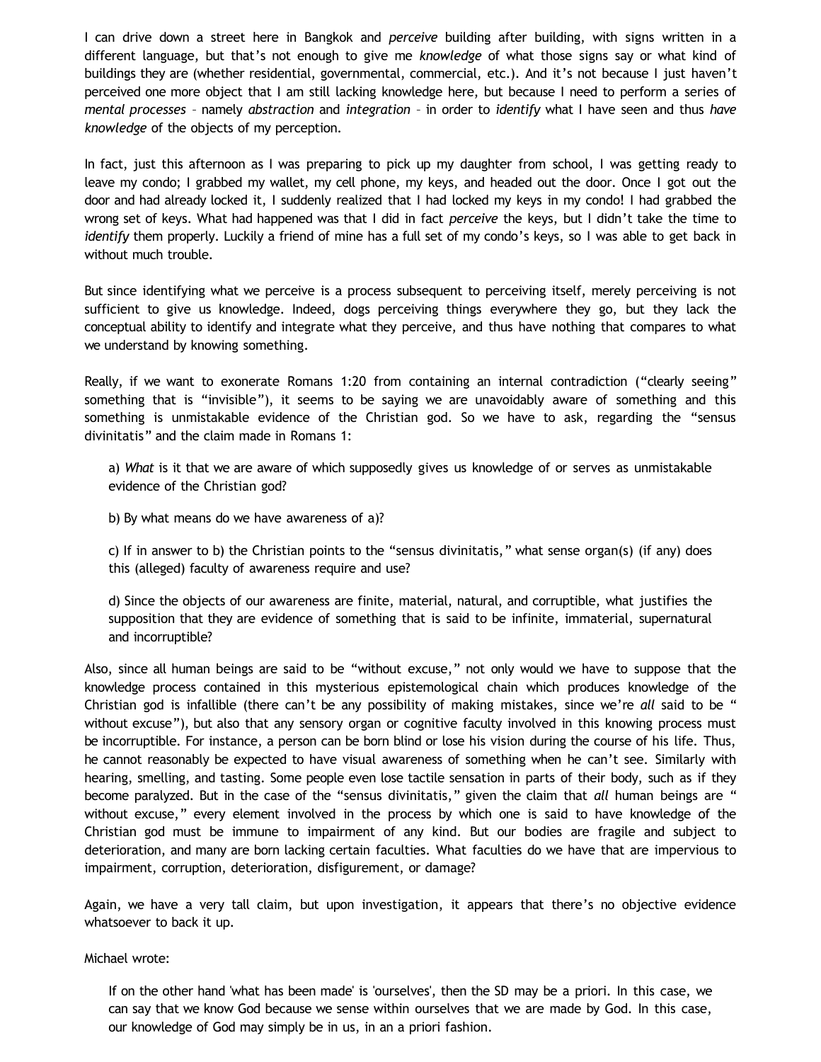I can drive down a street here in Bangkok and *perceive* building after building, with signs written in a different language, but that's not enough to give me *knowledge* of what those signs say or what kind of buildings they are (whether residential, governmental, commercial, etc.). And it's not because I just haven't perceived one more object that I am still lacking knowledge here, but because I need to perform a series of *mental processes* – namely *abstraction* and *integration* – in order to *identify* what I have seen and thus *have knowledge* of the objects of my perception.

In fact, just this afternoon as I was preparing to pick up my daughter from school, I was getting ready to leave my condo; I grabbed my wallet, my cell phone, my keys, and headed out the door. Once I got out the door and had already locked it, I suddenly realized that I had locked my keys in my condo! I had grabbed the wrong set of keys. What had happened was that I did in fact *perceive* the keys, but I didn't take the time to *identify* them properly. Luckily a friend of mine has a full set of my condo's keys, so I was able to get back in without much trouble.

But since identifying what we perceive is a process subsequent to perceiving itself, merely perceiving is not sufficient to give us knowledge. Indeed, dogs perceiving things everywhere they go, but they lack the conceptual ability to identify and integrate what they perceive, and thus have nothing that compares to what we understand by knowing something.

Really, if we want to exonerate Romans 1:20 from containing an internal contradiction ("clearly seeing" something that is "invisible"), it seems to be saying we are unavoidably aware of something and this something is unmistakable evidence of the Christian god. So we have to ask, regarding the "sensus divinitatis" and the claim made in Romans 1:

> a) *What* is it that we are aware of which supposedly gives us knowledge of or serves as unmistakable evidence of the Christian god?
>
> b) By what means do we have awareness of a)?
>
> c) If in answer to b) the Christian points to the "sensus divinitatis," what sense organ(s) (if any) does this (alleged) faculty of awareness require and use?
>
> d) Since the objects of our awareness are finite, material, natural, and corruptible, what justifies the supposition that they are evidence of something that is said to be infinite, immaterial, supernatural and incorruptible?

Also, since all human beings are said to be "without excuse," not only would we have to suppose that the knowledge process contained in this mysterious epistemological chain which produces knowledge of the Christian god is infallible (there can't be any possibility of making mistakes, since we're *all* said to be " without excuse"), but also that any sensory organ or cognitive faculty involved in this knowing process must be incorruptible. For instance, a person can be born blind or lose his vision during the course of his life. Thus, he cannot reasonably be expected to have visual awareness of something when he can't see. Similarly with hearing, smelling, and tasting. Some people even lose tactile sensation in parts of their body, such as if they become paralyzed. But in the case of the "sensus divinitatis," given the claim that *all* human beings are " without excuse," every element involved in the process by which one is said to have knowledge of the Christian god must be immune to impairment of any kind. But our bodies are fragile and subject to deterioration, and many are born lacking certain faculties. What faculties do we have that are impervious to impairment, corruption, deterioration, disfigurement, or damage?

Again, we have a very tall claim, but upon investigation, it appears that there's no objective evidence whatsoever to back it up.

Michael wrote:

> If on the other hand 'what has been made' is 'ourselves', then the SD may be a priori. In this case, we can say that we know God because we sense within ourselves that we are made by God. In this case, our knowledge of God may simply be in us, in an a priori fashion.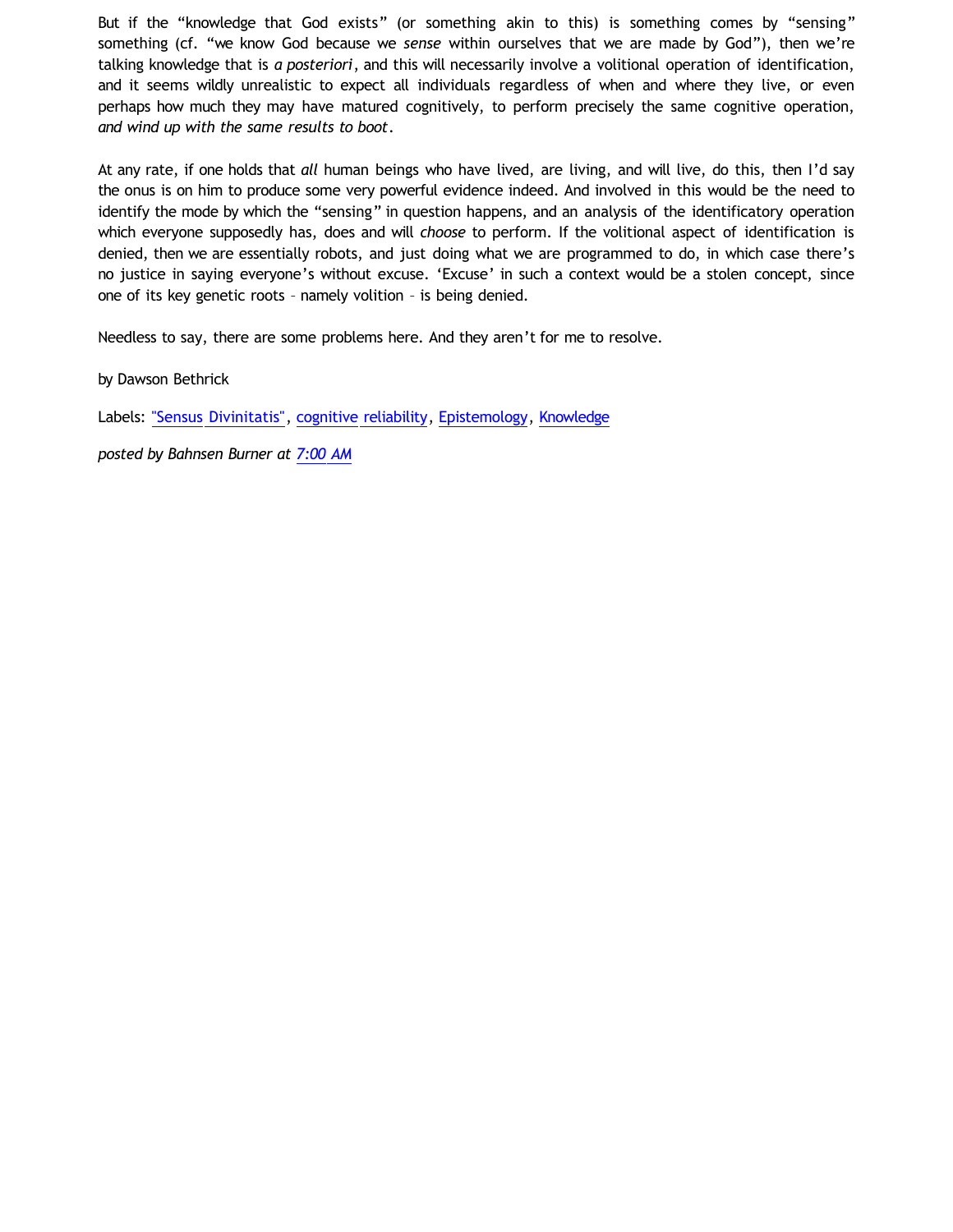But if the “knowledge that God exists” (or something akin to this) is something comes by “sensing” something (cf. “we know God because we *sense* within ourselves that we are made by God”), then we’re talking knowledge that is *a posteriori*, and this will necessarily involve a volitional operation of identification, and it seems wildly unrealistic to expect all individuals regardless of when and where they live, or even perhaps how much they may have matured cognitively, to perform precisely the same cognitive operation, *and wind up with the same results to boot*.

At any rate, if one holds that *all* human beings who have lived, are living, and will live, do this, then I’d say the onus is on him to produce some very powerful evidence indeed. And involved in this would be the need to identify the mode by which the “sensing” in question happens, and an analysis of the identificatory operation which everyone supposedly has, does and will *choose* to perform. If the volitional aspect of identification is denied, then we are essentially robots, and just doing what we are programmed to do, in which case there’s no justice in saying everyone’s without excuse. ‘Excuse’ in such a context would be a stolen concept, since one of its key genetic roots – namely volition – is being denied.

Needless to say, there are some problems here. And they aren’t for me to resolve.

by Dawson Bethrick

Labels: "Sensus Divinitatis", cognitive reliability, Epistemology, Knowledge

*posted by Bahnsen Burner at 7:00 AM*